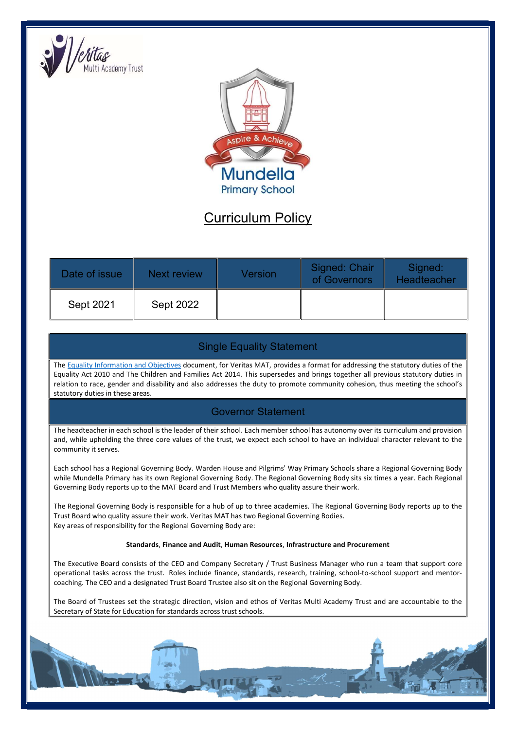Veritas Multi Academy Trust

Aspire & Achieve

Mundella Primary School

# Curriculum Policy

| Date of issue | Next review | Version | Signed: Chair of Governors | Signed: Headteacher |
|---|---|---|---|---|
| Sept 2021 | Sept 2022 | | | |

## Single Equality Statement

The Equality Information and Objectives document, for Veritas MAT, provides a format for addressing the statutory duties of the Equality Act 2010 and The Children and Families Act 2014. This supersedes and brings together all previous statutory duties in relation to race, gender and disability and also addresses the duty to promote community cohesion, thus meeting the school's statutory duties in these areas.

## Governor Statement

The headteacher in each school is the leader of their school. Each member school has autonomy over its curriculum and provision and, while upholding the three core values of the trust, we expect each school to have an individual character relevant to the community it serves.

Each school has a Regional Governing Body. Warden House and Pilgrims' Way Primary Schools share a Regional Governing Body while Mundella Primary has its own Regional Governing Body. The Regional Governing Body sits six times a year. Each Regional Governing Body reports up to the MAT Board and Trust Members who quality assure their work.

The Regional Governing Body is responsible for a hub of up to three academies. The Regional Governing Body reports up to the Trust Board who quality assure their work. Veritas MAT has two Regional Governing Bodies.
Key areas of responsibility for the Regional Governing Body are:

**Standards**, **Finance and Audit**, **Human Resources**, **Infrastructure and Procurement**

The Executive Board consists of the CEO and Company Secretary / Trust Business Manager who run a team that support core operational tasks across the trust. Roles include finance, standards, research, training, school-to-school support and mentor-coaching. The CEO and a designated Trust Board Trustee also sit on the Regional Governing Body.

The Board of Trustees set the strategic direction, vision and ethos of Veritas Multi Academy Trust and are accountable to the Secretary of State for Education for standards across trust schools.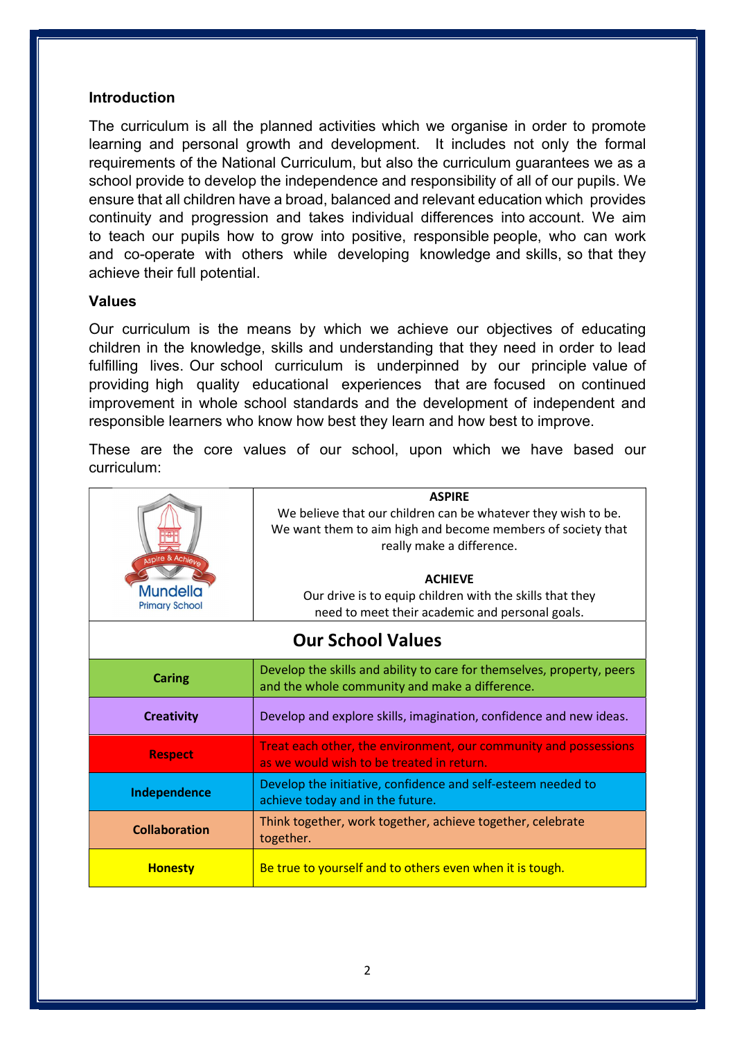## Introduction

The curriculum is all the planned activities which we organise in order to promote learning and personal growth and development. It includes not only the formal requirements of the National Curriculum, but also the curriculum guarantees we as a school provide to develop the independence and responsibility of all of our pupils. We ensure that all children have a broad, balanced and relevant education which provides continuity and progression and takes individual differences into account. We aim to teach our pupils how to grow into positive, responsible people, who can work and co-operate with others while developing knowledge and skills, so that they achieve their full potential.

## Values

Our curriculum is the means by which we achieve our objectives of educating children in the knowledge, skills and understanding that they need in order to lead fulfilling lives. Our school curriculum is underpinned by our principle value of providing high quality educational experiences that are focused on continued improvement in whole school standards and the development of independent and responsible learners who know how best they learn and how best to improve.

These are the core values of our school, upon which we have based our curriculum:

| Aspire & Achieve – Mundella Primary School | **ASPIRE**<br>We believe that our children can be whatever they wish to be. We want them to aim high and become members of society that really make a difference.<br><br>**ACHIEVE**<br>Our drive is to equip children with the skills that they need to meet their academic and personal goals. |
|---|---|
| **Our School Values** | |
| **Caring** | Develop the skills and ability to care for themselves, property, peers and the whole community and make a difference. |
| **Creativity** | Develop and explore skills, imagination, confidence and new ideas. |
| **Respect** | Treat each other, the environment, our community and possessions as we would wish to be treated in return. |
| **Independence** | Develop the initiative, confidence and self-esteem needed to achieve today and in the future. |
| **Collaboration** | Think together, work together, achieve together, celebrate together. |
| **Honesty** | Be true to yourself and to others even when it is tough. |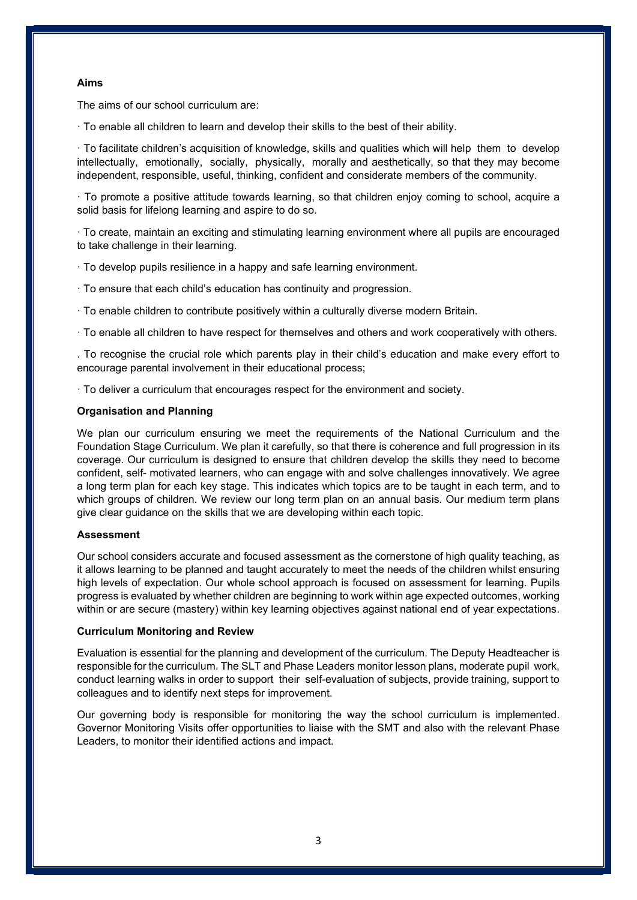**Aims**

The aims of our school curriculum are:

· To enable all children to learn and develop their skills to the best of their ability.

· To facilitate children's acquisition of knowledge, skills and qualities which will help them to develop intellectually, emotionally, socially, physically, morally and aesthetically, so that they may become independent, responsible, useful, thinking, confident and considerate members of the community.

· To promote a positive attitude towards learning, so that children enjoy coming to school, acquire a solid basis for lifelong learning and aspire to do so.

· To create, maintain an exciting and stimulating learning environment where all pupils are encouraged to take challenge in their learning.

· To develop pupils resilience in a happy and safe learning environment.

· To ensure that each child's education has continuity and progression.

· To enable children to contribute positively within a culturally diverse modern Britain.

· To enable all children to have respect for themselves and others and work cooperatively with others.

. To recognise the crucial role which parents play in their child's education and make every effort to encourage parental involvement in their educational process;

· To deliver a curriculum that encourages respect for the environment and society.

**Organisation and Planning**

We plan our curriculum ensuring we meet the requirements of the National Curriculum and the Foundation Stage Curriculum. We plan it carefully, so that there is coherence and full progression in its coverage. Our curriculum is designed to ensure that children develop the skills they need to become confident, self- motivated learners, who can engage with and solve challenges innovatively. We agree a long term plan for each key stage. This indicates which topics are to be taught in each term, and to which groups of children. We review our long term plan on an annual basis. Our medium term plans give clear guidance on the skills that we are developing within each topic.

**Assessment**

Our school considers accurate and focused assessment as the cornerstone of high quality teaching, as it allows learning to be planned and taught accurately to meet the needs of the children whilst ensuring high levels of expectation. Our whole school approach is focused on assessment for learning. Pupils progress is evaluated by whether children are beginning to work within age expected outcomes, working within or are secure (mastery) within key learning objectives against national end of year expectations.

**Curriculum Monitoring and Review**

Evaluation is essential for the planning and development of the curriculum. The Deputy Headteacher is responsible for the curriculum. The SLT and Phase Leaders monitor lesson plans, moderate pupil work, conduct learning walks in order to support their self-evaluation of subjects, provide training, support to colleagues and to identify next steps for improvement.

Our governing body is responsible for monitoring the way the school curriculum is implemented. Governor Monitoring Visits offer opportunities to liaise with the SMT and also with the relevant Phase Leaders, to monitor their identified actions and impact.